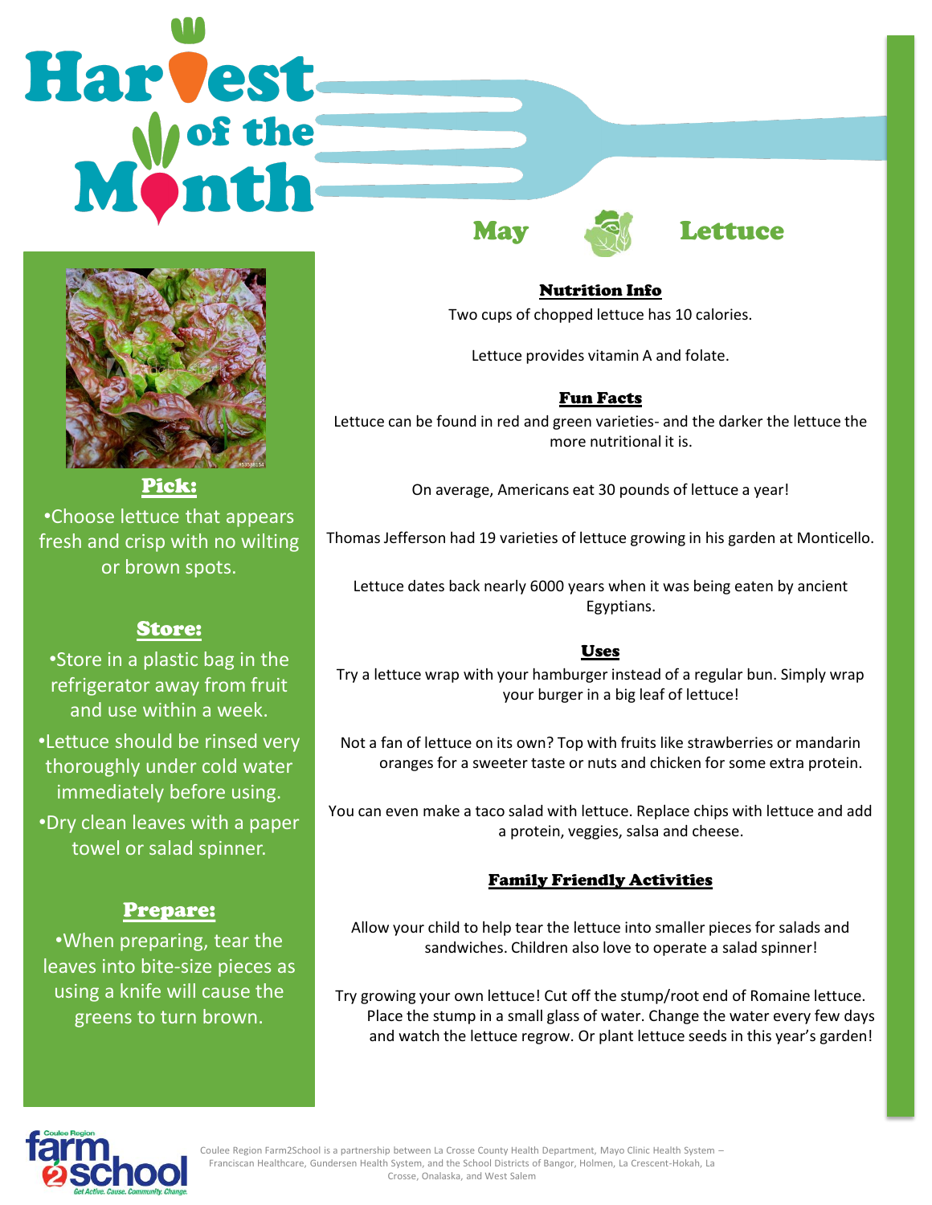# Harvest of the Month

## May — Lettuce

### Pick:

- Choose lettuce that appears fresh and crisp with no wilting or brown spots.

### Store:

- Store in a plastic bag in the refrigerator away from fruit and use within a week.
- Lettuce should be rinsed very thoroughly under cold water immediately before using.
- Dry clean leaves with a paper towel or salad spinner.

### Prepare:

- When preparing, tear the leaves into bite-size pieces as using a knife will cause the greens to turn brown.

### Nutrition Info

Two cups of chopped lettuce has 10 calories.

Lettuce provides vitamin A and folate.

### Fun Facts

Lettuce can be found in red and green varieties- and the darker the lettuce the more nutritional it is.

On average, Americans eat 30 pounds of lettuce a year!

Thomas Jefferson had 19 varieties of lettuce growing in his garden at Monticello.

Lettuce dates back nearly 6000 years when it was being eaten by ancient Egyptians.

### Uses

Try a lettuce wrap with your hamburger instead of a regular bun. Simply wrap your burger in a big leaf of lettuce!

Not a fan of lettuce on its own? Top with fruits like strawberries or mandarin oranges for a sweeter taste or nuts and chicken for some extra protein.

You can even make a taco salad with lettuce. Replace chips with lettuce and add a protein, veggies, salsa and cheese.

### Family Friendly Activities

Allow your child to help tear the lettuce into smaller pieces for salads and sandwiches. Children also love to operate a salad spinner!

Try growing your own lettuce! Cut off the stump/root end of Romaine lettuce. Place the stump in a small glass of water. Change the water every few days and watch the lettuce regrow. Or plant lettuce seeds in this year's garden!

Coulee Region farm2school — Get Active. Cause. Community. Change.

Coulee Region Farm2School is a partnership between La Crosse County Health Department, Mayo Clinic Health System – Franciscan Healthcare, Gundersen Health System, and the School Districts of Bangor, Holmen, La Crescent-Hokah, La Crosse, Onalaska, and West Salem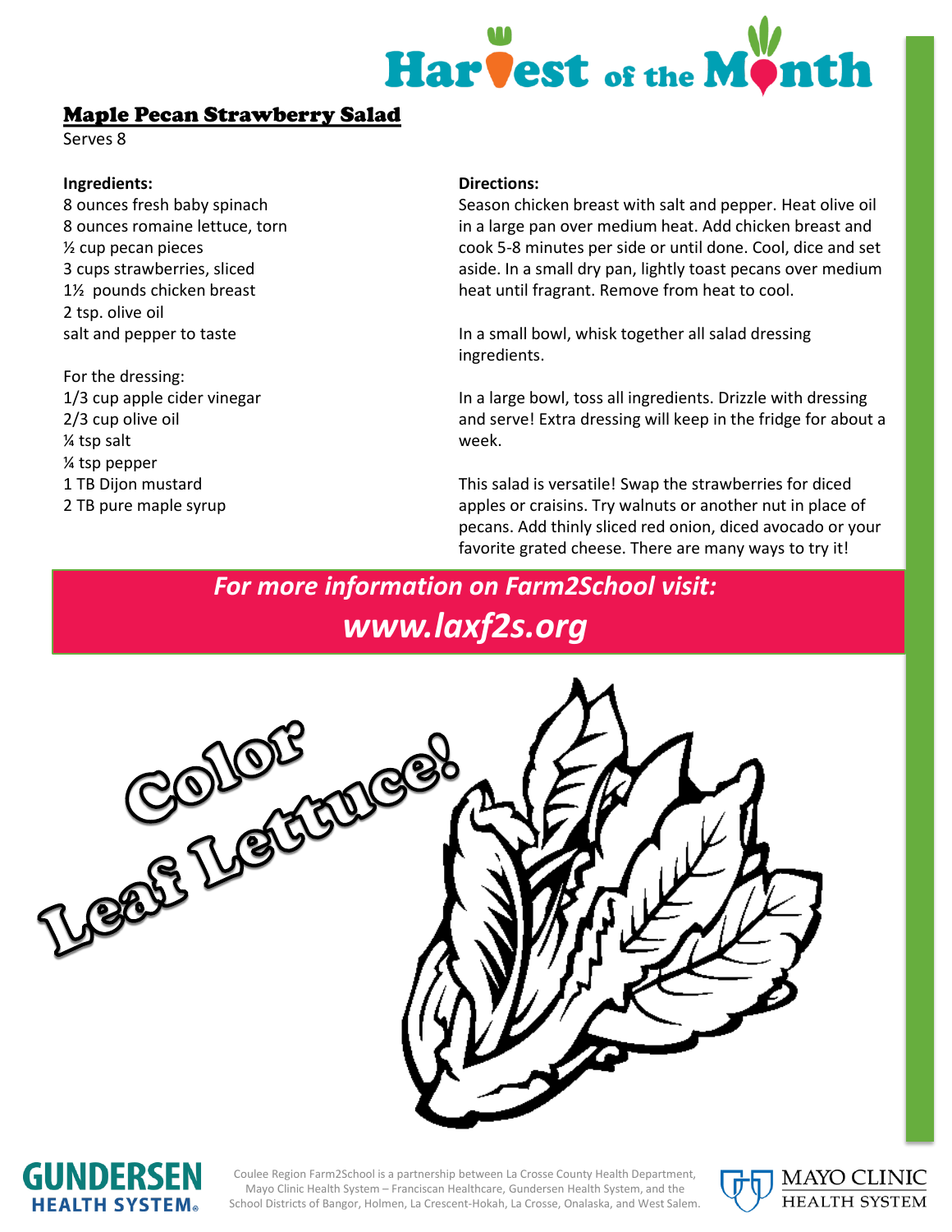# Harvest of the Month

## Maple Pecan Strawberry Salad

Serves 8

**Ingredients:**

8 ounces fresh baby spinach
8 ounces romaine lettuce, torn
½ cup pecan pieces
3 cups strawberries, sliced
1½ pounds chicken breast
2 tsp. olive oil
salt and pepper to taste

For the dressing:
1/3 cup apple cider vinegar
2/3 cup olive oil
¼ tsp salt
¼ tsp pepper
1 TB Dijon mustard
2 TB pure maple syrup

**Directions:**

Season chicken breast with salt and pepper. Heat olive oil in a large pan over medium heat. Add chicken breast and cook 5-8 minutes per side or until done. Cool, dice and set aside. In a small dry pan, lightly toast pecans over medium heat until fragrant. Remove from heat to cool.

In a small bowl, whisk together all salad dressing ingredients.

In a large bowl, toss all ingredients. Drizzle with dressing and serve! Extra dressing will keep in the fridge for about a week.

This salad is versatile! Swap the strawberries for diced apples or craisins. Try walnuts or another nut in place of pecans. Add thinly sliced red onion, diced avocado or your favorite grated cheese. There are many ways to try it!

***For more information on Farm2School visit:***
***www.laxf2s.org***

Color Leaf Lettuce!

GUNDERSEN HEALTH SYSTEM

Coulee Region Farm2School is a partnership between La Crosse County Health Department, Mayo Clinic Health System – Franciscan Healthcare, Gundersen Health System, and the School Districts of Bangor, Holmen, La Crescent-Hokah, La Crosse, Onalaska, and West Salem.

MAYO CLINIC HEALTH SYSTEM